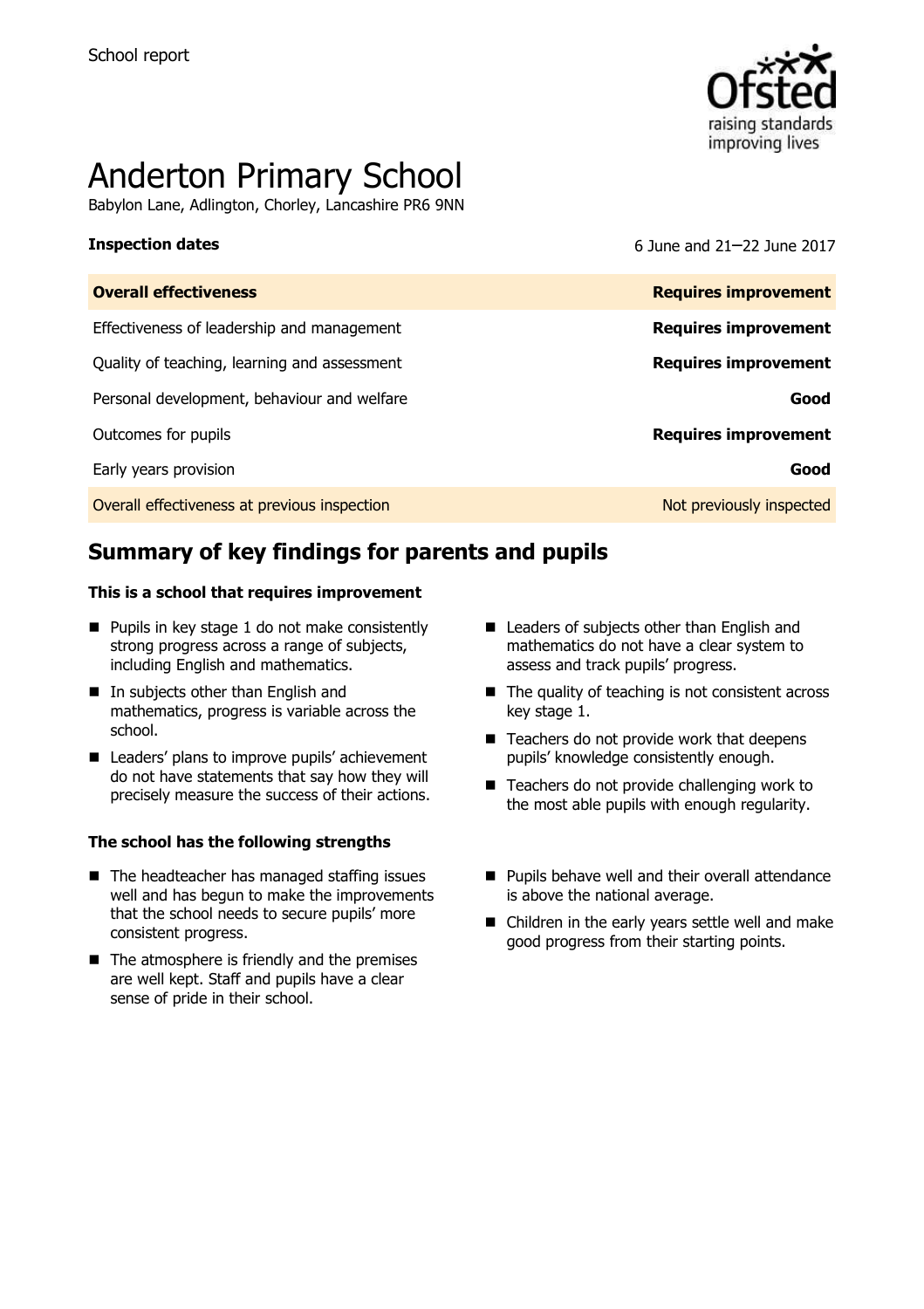School report

# Anderton Primary School

Babylon Lane, Adlington, Chorley, Lancashire PR6 9NN

| **Inspection dates** | 6 June and 21–22 June 2017 |
| --- | --- |
| **Overall effectiveness** | **Requires improvement** |
| Effectiveness of leadership and management | **Requires improvement** |
| Quality of teaching, learning and assessment | **Requires improvement** |
| Personal development, behaviour and welfare | **Good** |
| Outcomes for pupils | **Requires improvement** |
| Early years provision | **Good** |
| Overall effectiveness at previous inspection | Not previously inspected |

## Summary of key findings for parents and pupils

### This is a school that requires improvement

- Pupils in key stage 1 do not make consistently strong progress across a range of subjects, including English and mathematics.
- In subjects other than English and mathematics, progress is variable across the school.
- Leaders' plans to improve pupils' achievement do not have statements that say how they will precisely measure the success of their actions.
- Leaders of subjects other than English and mathematics do not have a clear system to assess and track pupils' progress.
- The quality of teaching is not consistent across key stage 1.
- Teachers do not provide work that deepens pupils' knowledge consistently enough.
- Teachers do not provide challenging work to the most able pupils with enough regularity.

### The school has the following strengths

- The headteacher has managed staffing issues well and has begun to make the improvements that the school needs to secure pupils' more consistent progress.
- The atmosphere is friendly and the premises are well kept. Staff and pupils have a clear sense of pride in their school.
- Pupils behave well and their overall attendance is above the national average.
- Children in the early years settle well and make good progress from their starting points.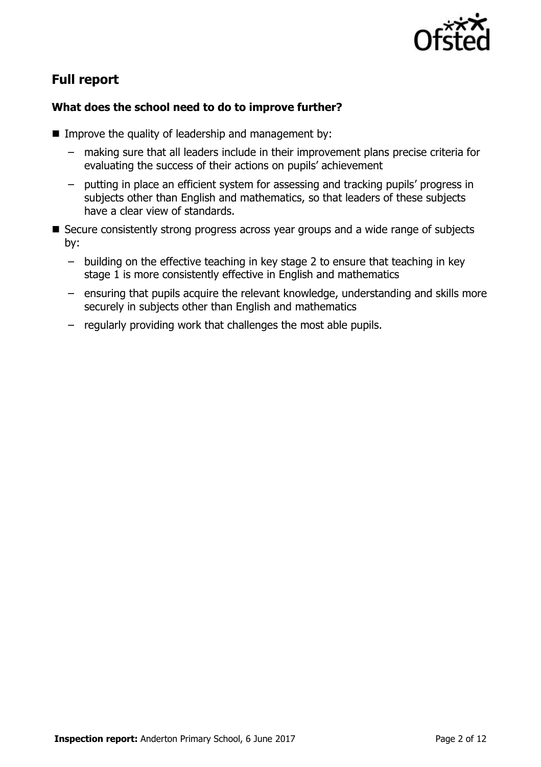## Full report

### What does the school need to do to improve further?

- Improve the quality of leadership and management by:
  - making sure that all leaders include in their improvement plans precise criteria for evaluating the success of their actions on pupils' achievement
  - putting in place an efficient system for assessing and tracking pupils' progress in subjects other than English and mathematics, so that leaders of these subjects have a clear view of standards.
- Secure consistently strong progress across year groups and a wide range of subjects by:
  - building on the effective teaching in key stage 2 to ensure that teaching in key stage 1 is more consistently effective in English and mathematics
  - ensuring that pupils acquire the relevant knowledge, understanding and skills more securely in subjects other than English and mathematics
  - regularly providing work that challenges the most able pupils.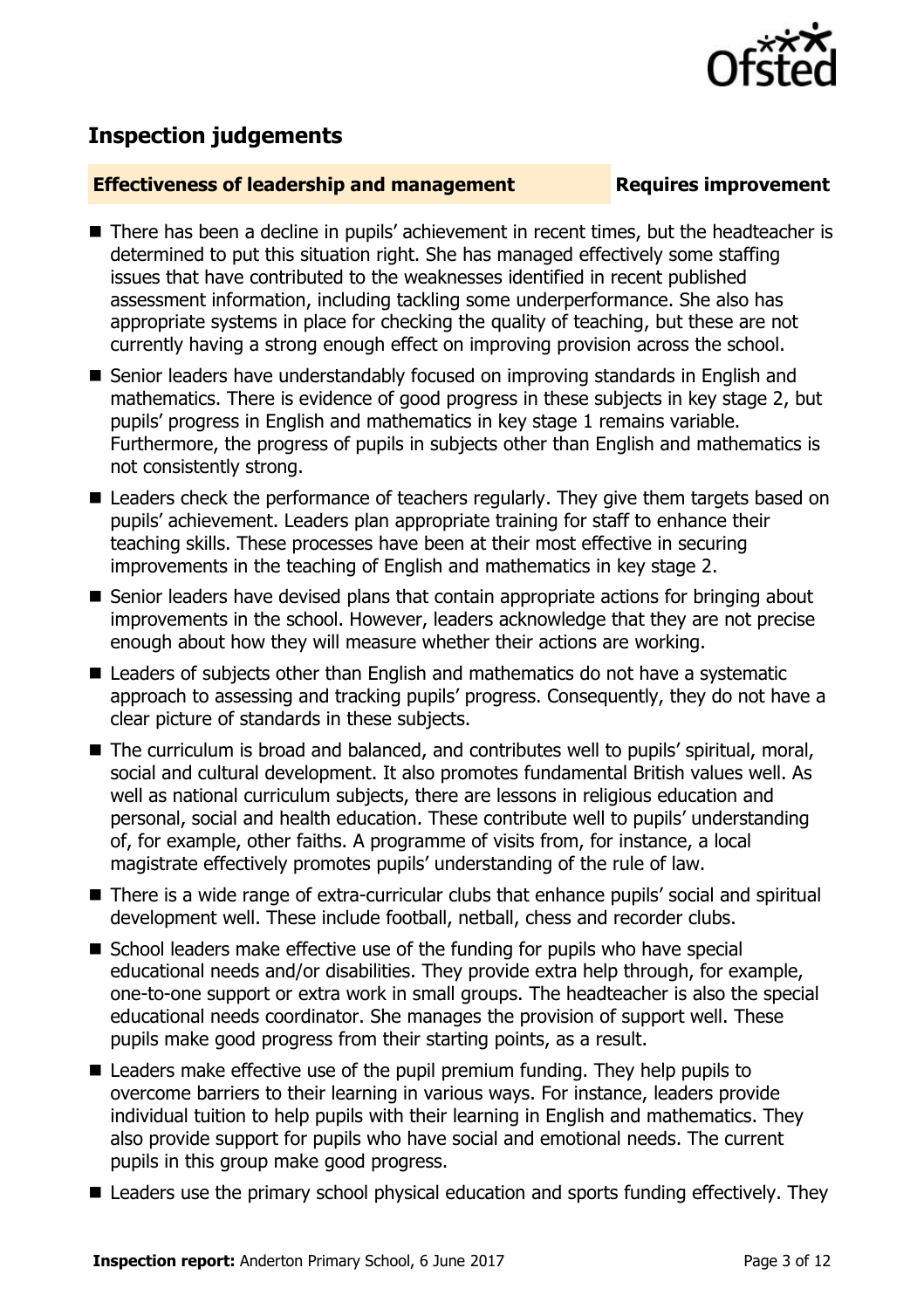## Inspection judgements

**Effectiveness of leadership and management** **Requires improvement**

- There has been a decline in pupils' achievement in recent times, but the headteacher is determined to put this situation right. She has managed effectively some staffing issues that have contributed to the weaknesses identified in recent published assessment information, including tackling some underperformance. She also has appropriate systems in place for checking the quality of teaching, but these are not currently having a strong enough effect on improving provision across the school.
- Senior leaders have understandably focused on improving standards in English and mathematics. There is evidence of good progress in these subjects in key stage 2, but pupils' progress in English and mathematics in key stage 1 remains variable. Furthermore, the progress of pupils in subjects other than English and mathematics is not consistently strong.
- Leaders check the performance of teachers regularly. They give them targets based on pupils' achievement. Leaders plan appropriate training for staff to enhance their teaching skills. These processes have been at their most effective in securing improvements in the teaching of English and mathematics in key stage 2.
- Senior leaders have devised plans that contain appropriate actions for bringing about improvements in the school. However, leaders acknowledge that they are not precise enough about how they will measure whether their actions are working.
- Leaders of subjects other than English and mathematics do not have a systematic approach to assessing and tracking pupils' progress. Consequently, they do not have a clear picture of standards in these subjects.
- The curriculum is broad and balanced, and contributes well to pupils' spiritual, moral, social and cultural development. It also promotes fundamental British values well. As well as national curriculum subjects, there are lessons in religious education and personal, social and health education. These contribute well to pupils' understanding of, for example, other faiths. A programme of visits from, for instance, a local magistrate effectively promotes pupils' understanding of the rule of law.
- There is a wide range of extra-curricular clubs that enhance pupils' social and spiritual development well. These include football, netball, chess and recorder clubs.
- School leaders make effective use of the funding for pupils who have special educational needs and/or disabilities. They provide extra help through, for example, one-to-one support or extra work in small groups. The headteacher is also the special educational needs coordinator. She manages the provision of support well. These pupils make good progress from their starting points, as a result.
- Leaders make effective use of the pupil premium funding. They help pupils to overcome barriers to their learning in various ways. For instance, leaders provide individual tuition to help pupils with their learning in English and mathematics. They also provide support for pupils who have social and emotional needs. The current pupils in this group make good progress.
- Leaders use the primary school physical education and sports funding effectively. They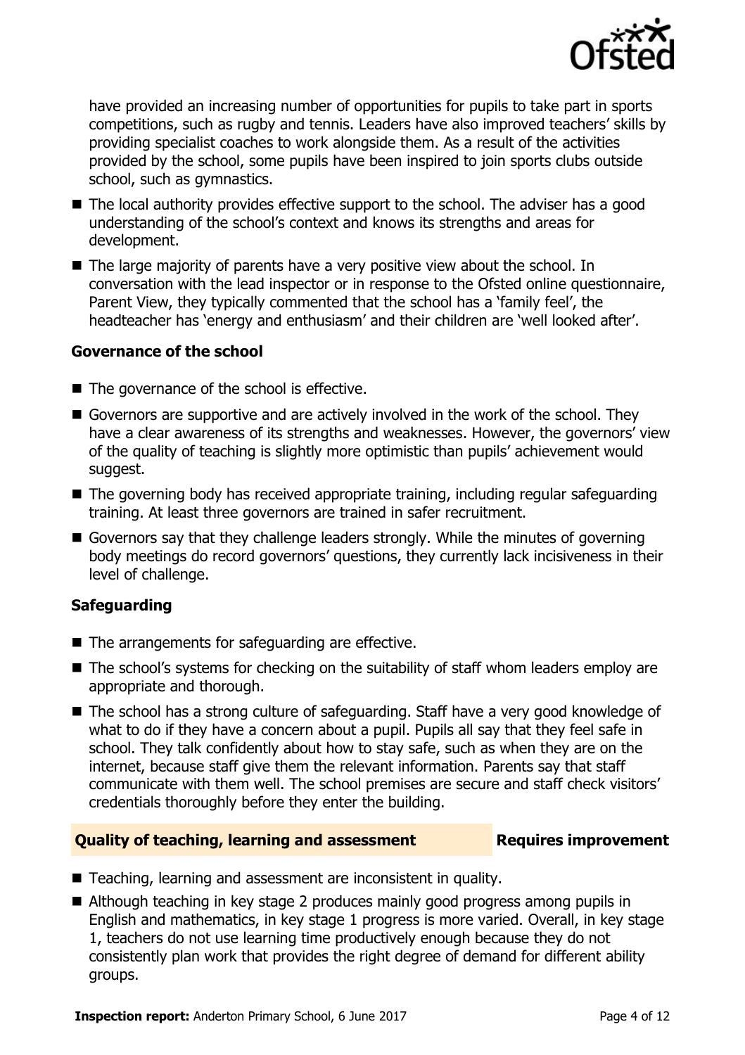have provided an increasing number of opportunities for pupils to take part in sports competitions, such as rugby and tennis. Leaders have also improved teachers' skills by providing specialist coaches to work alongside them. As a result of the activities provided by the school, some pupils have been inspired to join sports clubs outside school, such as gymnastics.

- The local authority provides effective support to the school. The adviser has a good understanding of the school's context and knows its strengths and areas for development.
- The large majority of parents have a very positive view about the school. In conversation with the lead inspector or in response to the Ofsted online questionnaire, Parent View, they typically commented that the school has a 'family feel', the headteacher has 'energy and enthusiasm' and their children are 'well looked after'.

### Governance of the school

- The governance of the school is effective.
- Governors are supportive and are actively involved in the work of the school. They have a clear awareness of its strengths and weaknesses. However, the governors' view of the quality of teaching is slightly more optimistic than pupils' achievement would suggest.
- The governing body has received appropriate training, including regular safeguarding training. At least three governors are trained in safer recruitment.
- Governors say that they challenge leaders strongly. While the minutes of governing body meetings do record governors' questions, they currently lack incisiveness in their level of challenge.

### Safeguarding

- The arrangements for safeguarding are effective.
- The school's systems for checking on the suitability of staff whom leaders employ are appropriate and thorough.
- The school has a strong culture of safeguarding. Staff have a very good knowledge of what to do if they have a concern about a pupil. Pupils all say that they feel safe in school. They talk confidently about how to stay safe, such as when they are on the internet, because staff give them the relevant information. Parents say that staff communicate with them well. The school premises are secure and staff check visitors' credentials thoroughly before they enter the building.

## Quality of teaching, learning and assessment — Requires improvement

- Teaching, learning and assessment are inconsistent in quality.
- Although teaching in key stage 2 produces mainly good progress among pupils in English and mathematics, in key stage 1 progress is more varied. Overall, in key stage 1, teachers do not use learning time productively enough because they do not consistently plan work that provides the right degree of demand for different ability groups.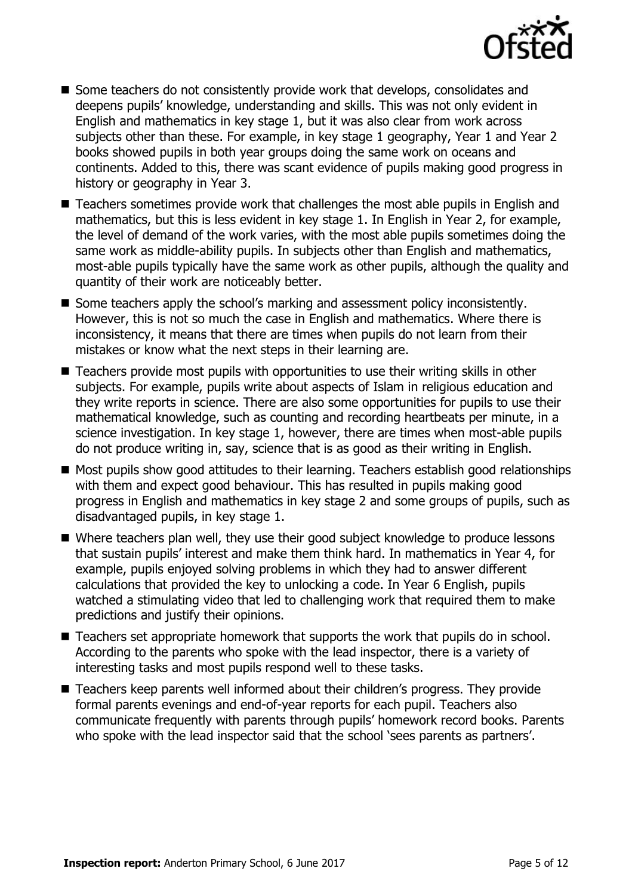- Some teachers do not consistently provide work that develops, consolidates and deepens pupils' knowledge, understanding and skills. This was not only evident in English and mathematics in key stage 1, but it was also clear from work across subjects other than these. For example, in key stage 1 geography, Year 1 and Year 2 books showed pupils in both year groups doing the same work on oceans and continents. Added to this, there was scant evidence of pupils making good progress in history or geography in Year 3.
- Teachers sometimes provide work that challenges the most able pupils in English and mathematics, but this is less evident in key stage 1. In English in Year 2, for example, the level of demand of the work varies, with the most able pupils sometimes doing the same work as middle-ability pupils. In subjects other than English and mathematics, most-able pupils typically have the same work as other pupils, although the quality and quantity of their work are noticeably better.
- Some teachers apply the school's marking and assessment policy inconsistently. However, this is not so much the case in English and mathematics. Where there is inconsistency, it means that there are times when pupils do not learn from their mistakes or know what the next steps in their learning are.
- Teachers provide most pupils with opportunities to use their writing skills in other subjects. For example, pupils write about aspects of Islam in religious education and they write reports in science. There are also some opportunities for pupils to use their mathematical knowledge, such as counting and recording heartbeats per minute, in a science investigation. In key stage 1, however, there are times when most-able pupils do not produce writing in, say, science that is as good as their writing in English.
- Most pupils show good attitudes to their learning. Teachers establish good relationships with them and expect good behaviour. This has resulted in pupils making good progress in English and mathematics in key stage 2 and some groups of pupils, such as disadvantaged pupils, in key stage 1.
- Where teachers plan well, they use their good subject knowledge to produce lessons that sustain pupils' interest and make them think hard. In mathematics in Year 4, for example, pupils enjoyed solving problems in which they had to answer different calculations that provided the key to unlocking a code. In Year 6 English, pupils watched a stimulating video that led to challenging work that required them to make predictions and justify their opinions.
- Teachers set appropriate homework that supports the work that pupils do in school. According to the parents who spoke with the lead inspector, there is a variety of interesting tasks and most pupils respond well to these tasks.
- Teachers keep parents well informed about their children's progress. They provide formal parents evenings and end-of-year reports for each pupil. Teachers also communicate frequently with parents through pupils' homework record books. Parents who spoke with the lead inspector said that the school 'sees parents as partners'.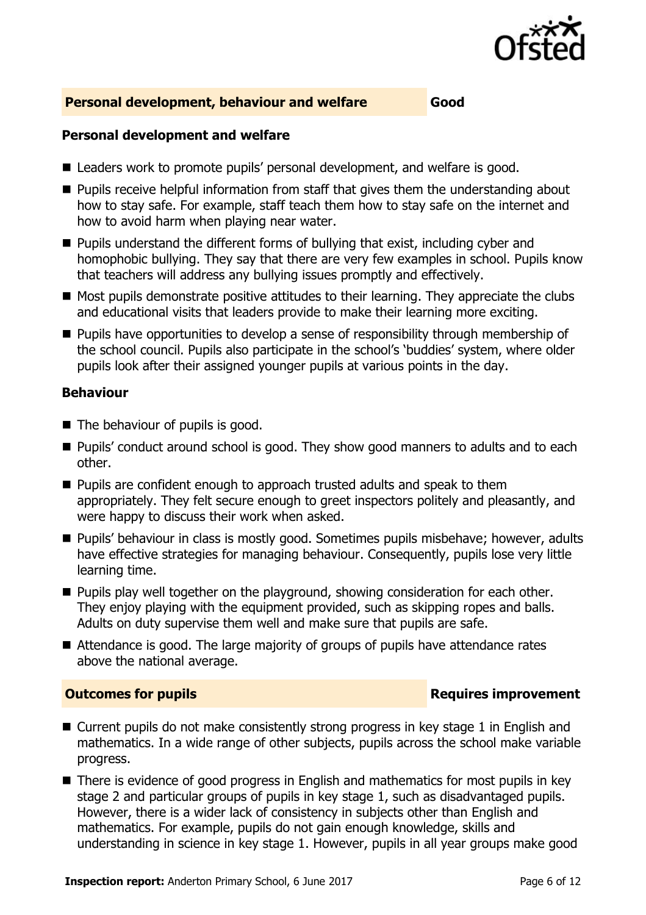## Personal development, behaviour and welfare — Good

### Personal development and welfare

- Leaders work to promote pupils' personal development, and welfare is good.
- Pupils receive helpful information from staff that gives them the understanding about how to stay safe. For example, staff teach them how to stay safe on the internet and how to avoid harm when playing near water.
- Pupils understand the different forms of bullying that exist, including cyber and homophobic bullying. They say that there are very few examples in school. Pupils know that teachers will address any bullying issues promptly and effectively.
- Most pupils demonstrate positive attitudes to their learning. They appreciate the clubs and educational visits that leaders provide to make their learning more exciting.
- Pupils have opportunities to develop a sense of responsibility through membership of the school council. Pupils also participate in the school's 'buddies' system, where older pupils look after their assigned younger pupils at various points in the day.

### Behaviour

- The behaviour of pupils is good.
- Pupils' conduct around school is good. They show good manners to adults and to each other.
- Pupils are confident enough to approach trusted adults and speak to them appropriately. They felt secure enough to greet inspectors politely and pleasantly, and were happy to discuss their work when asked.
- Pupils' behaviour in class is mostly good. Sometimes pupils misbehave; however, adults have effective strategies for managing behaviour. Consequently, pupils lose very little learning time.
- Pupils play well together on the playground, showing consideration for each other. They enjoy playing with the equipment provided, such as skipping ropes and balls. Adults on duty supervise them well and make sure that pupils are safe.
- Attendance is good. The large majority of groups of pupils have attendance rates above the national average.

## Outcomes for pupils — Requires improvement

- Current pupils do not make consistently strong progress in key stage 1 in English and mathematics. In a wide range of other subjects, pupils across the school make variable progress.
- There is evidence of good progress in English and mathematics for most pupils in key stage 2 and particular groups of pupils in key stage 1, such as disadvantaged pupils. However, there is a wider lack of consistency in subjects other than English and mathematics. For example, pupils do not gain enough knowledge, skills and understanding in science in key stage 1. However, pupils in all year groups make good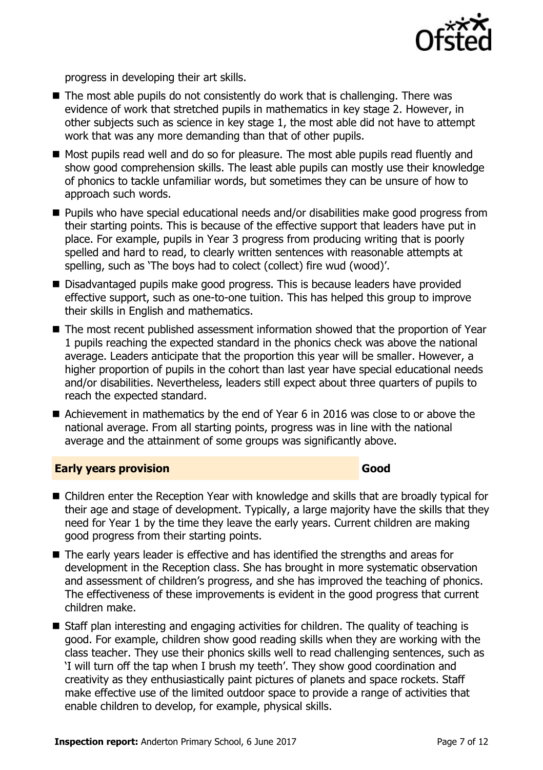progress in developing their art skills.

- The most able pupils do not consistently do work that is challenging. There was evidence of work that stretched pupils in mathematics in key stage 2. However, in other subjects such as science in key stage 1, the most able did not have to attempt work that was any more demanding than that of other pupils.
- Most pupils read well and do so for pleasure. The most able pupils read fluently and show good comprehension skills. The least able pupils can mostly use their knowledge of phonics to tackle unfamiliar words, but sometimes they can be unsure of how to approach such words.
- Pupils who have special educational needs and/or disabilities make good progress from their starting points. This is because of the effective support that leaders have put in place. For example, pupils in Year 3 progress from producing writing that is poorly spelled and hard to read, to clearly written sentences with reasonable attempts at spelling, such as 'The boys had to colect (collect) fire wud (wood)'.
- Disadvantaged pupils make good progress. This is because leaders have provided effective support, such as one-to-one tuition. This has helped this group to improve their skills in English and mathematics.
- The most recent published assessment information showed that the proportion of Year 1 pupils reaching the expected standard in the phonics check was above the national average. Leaders anticipate that the proportion this year will be smaller. However, a higher proportion of pupils in the cohort than last year have special educational needs and/or disabilities. Nevertheless, leaders still expect about three quarters of pupils to reach the expected standard.
- Achievement in mathematics by the end of Year 6 in 2016 was close to or above the national average. From all starting points, progress was in line with the national average and the attainment of some groups was significantly above.

## Early years provision — Good

- Children enter the Reception Year with knowledge and skills that are broadly typical for their age and stage of development. Typically, a large majority have the skills that they need for Year 1 by the time they leave the early years. Current children are making good progress from their starting points.
- The early years leader is effective and has identified the strengths and areas for development in the Reception class. She has brought in more systematic observation and assessment of children's progress, and she has improved the teaching of phonics. The effectiveness of these improvements is evident in the good progress that current children make.
- Staff plan interesting and engaging activities for children. The quality of teaching is good. For example, children show good reading skills when they are working with the class teacher. They use their phonics skills well to read challenging sentences, such as 'I will turn off the tap when I brush my teeth'. They show good coordination and creativity as they enthusiastically paint pictures of planets and space rockets. Staff make effective use of the limited outdoor space to provide a range of activities that enable children to develop, for example, physical skills.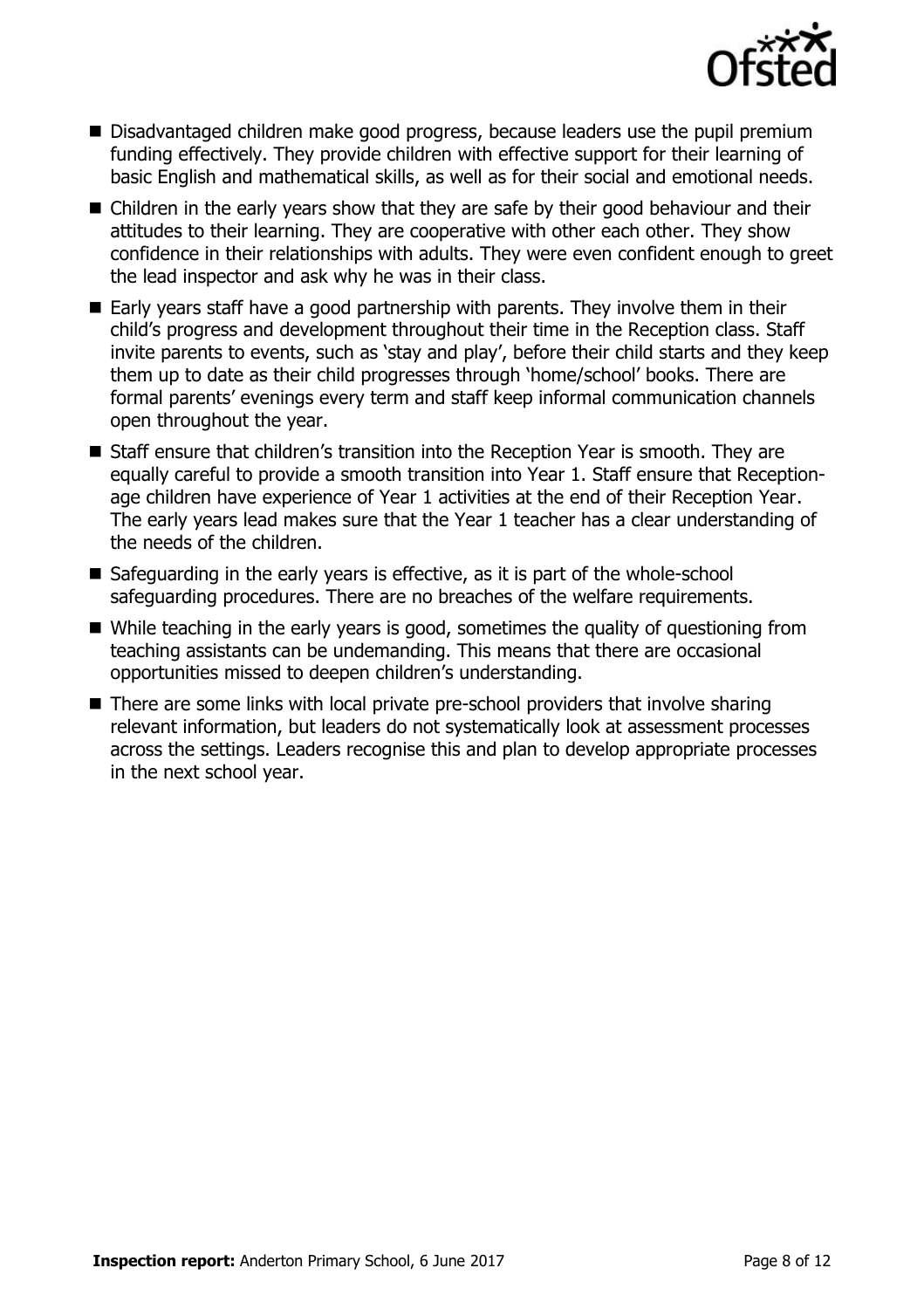- Disadvantaged children make good progress, because leaders use the pupil premium funding effectively. They provide children with effective support for their learning of basic English and mathematical skills, as well as for their social and emotional needs.
- Children in the early years show that they are safe by their good behaviour and their attitudes to their learning. They are cooperative with other each other. They show confidence in their relationships with adults. They were even confident enough to greet the lead inspector and ask why he was in their class.
- Early years staff have a good partnership with parents. They involve them in their child's progress and development throughout their time in the Reception class. Staff invite parents to events, such as 'stay and play', before their child starts and they keep them up to date as their child progresses through 'home/school' books. There are formal parents' evenings every term and staff keep informal communication channels open throughout the year.
- Staff ensure that children's transition into the Reception Year is smooth. They are equally careful to provide a smooth transition into Year 1. Staff ensure that Reception-age children have experience of Year 1 activities at the end of their Reception Year. The early years lead makes sure that the Year 1 teacher has a clear understanding of the needs of the children.
- Safeguarding in the early years is effective, as it is part of the whole-school safeguarding procedures. There are no breaches of the welfare requirements.
- While teaching in the early years is good, sometimes the quality of questioning from teaching assistants can be undemanding. This means that there are occasional opportunities missed to deepen children's understanding.
- There are some links with local private pre-school providers that involve sharing relevant information, but leaders do not systematically look at assessment processes across the settings. Leaders recognise this and plan to develop appropriate processes in the next school year.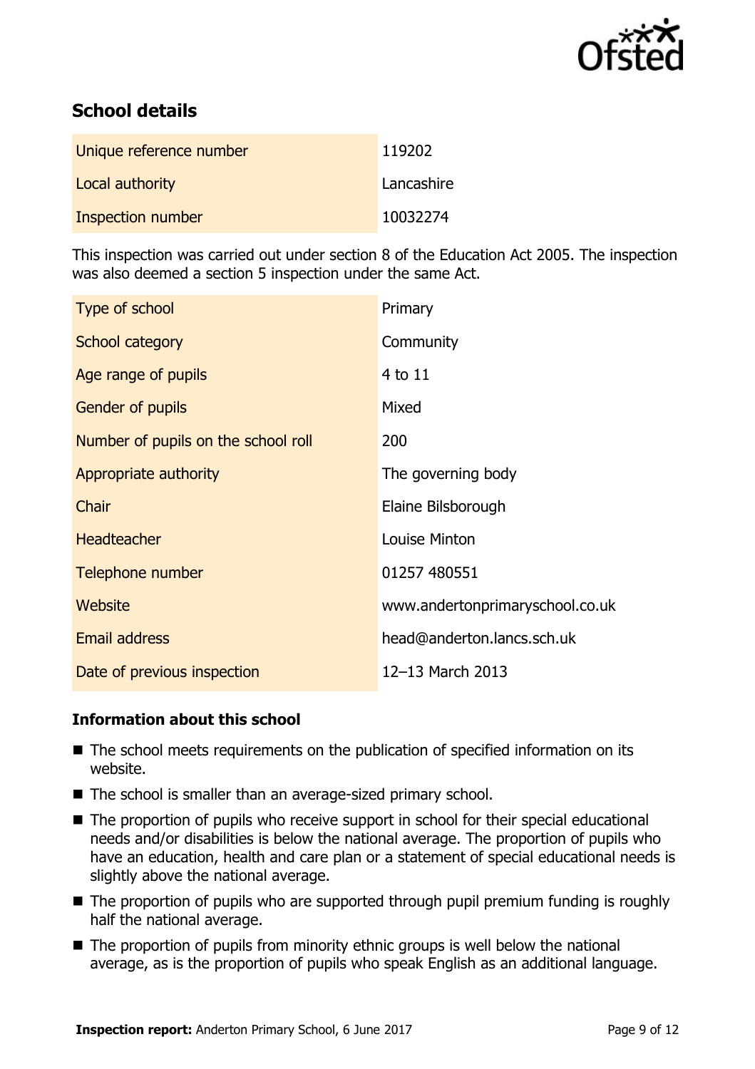## School details

| | |
|---|---|
| Unique reference number | 119202 |
| Local authority | Lancashire |
| Inspection number | 10032274 |

This inspection was carried out under section 8 of the Education Act 2005. The inspection was also deemed a section 5 inspection under the same Act.

| | |
|---|---|
| Type of school | Primary |
| School category | Community |
| Age range of pupils | 4 to 11 |
| Gender of pupils | Mixed |
| Number of pupils on the school roll | 200 |
| Appropriate authority | The governing body |
| Chair | Elaine Bilsborough |
| Headteacher | Louise Minton |
| Telephone number | 01257 480551 |
| Website | www.andertonprimaryschool.co.uk |
| Email address | head@anderton.lancs.sch.uk |
| Date of previous inspection | 12–13 March 2013 |

### Information about this school

- The school meets requirements on the publication of specified information on its website.
- The school is smaller than an average-sized primary school.
- The proportion of pupils who receive support in school for their special educational needs and/or disabilities is below the national average. The proportion of pupils who have an education, health and care plan or a statement of special educational needs is slightly above the national average.
- The proportion of pupils who are supported through pupil premium funding is roughly half the national average.
- The proportion of pupils from minority ethnic groups is well below the national average, as is the proportion of pupils who speak English as an additional language.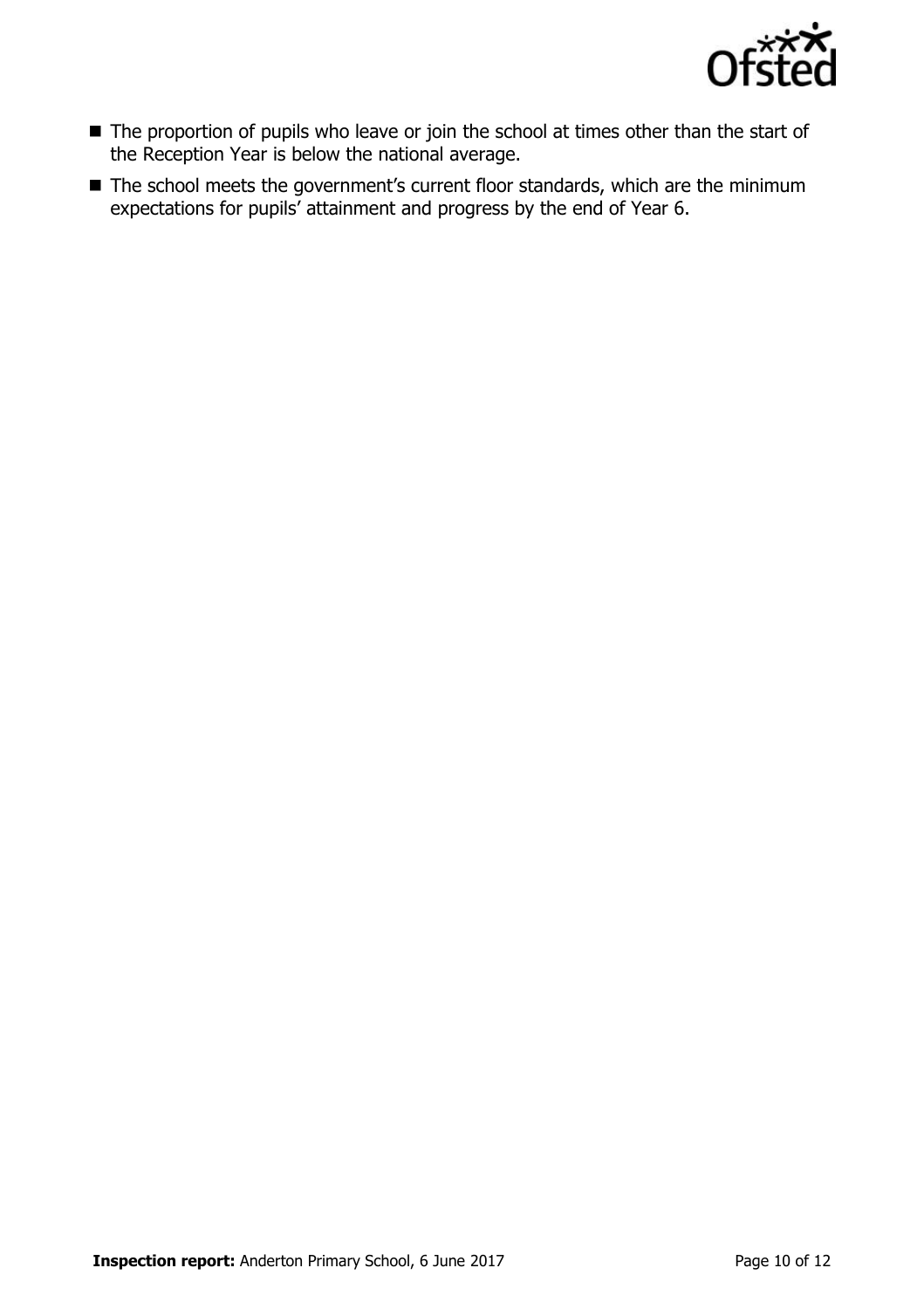- The proportion of pupils who leave or join the school at times other than the start of the Reception Year is below the national average.
- The school meets the government's current floor standards, which are the minimum expectations for pupils' attainment and progress by the end of Year 6.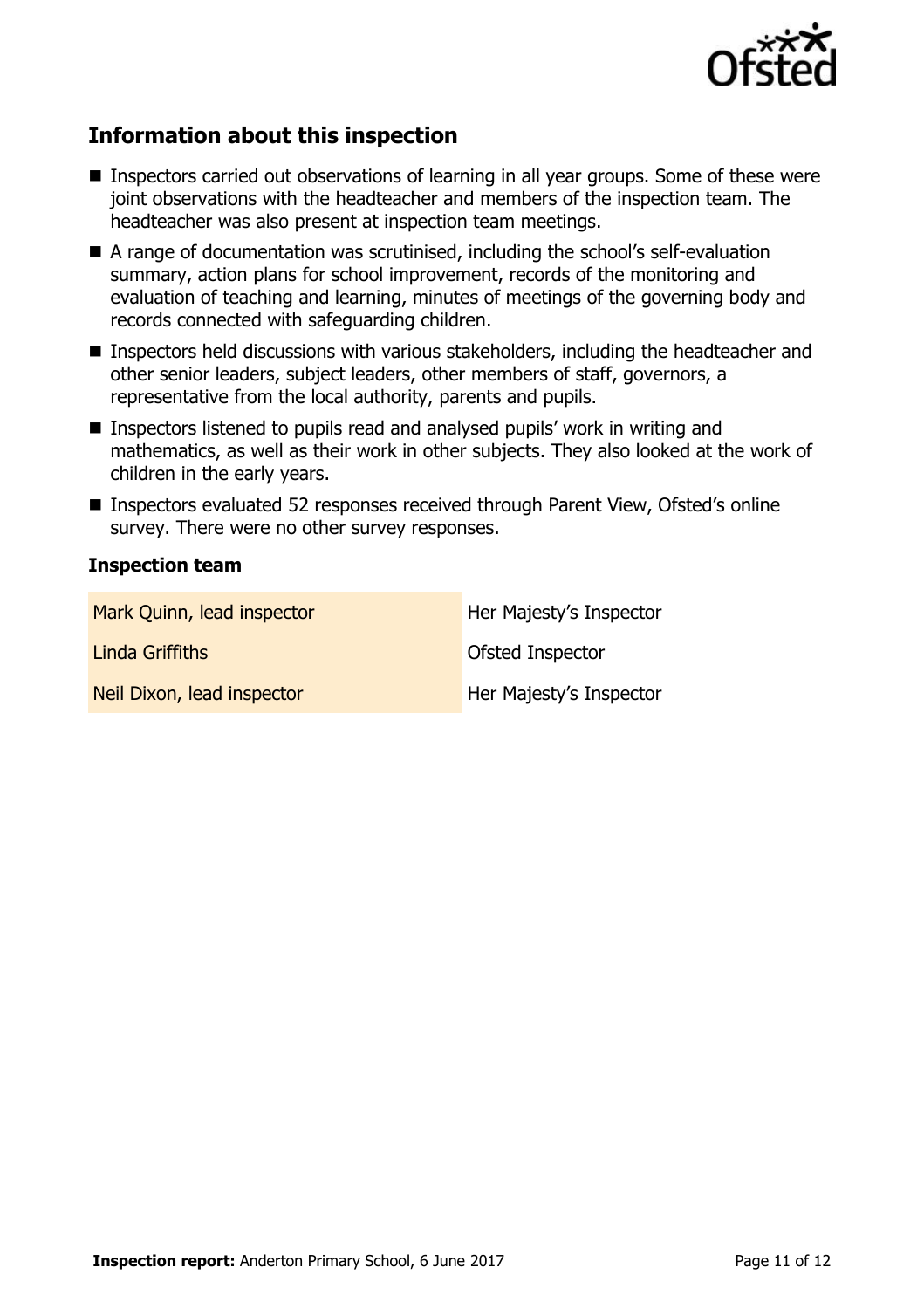## Information about this inspection

- Inspectors carried out observations of learning in all year groups. Some of these were joint observations with the headteacher and members of the inspection team. The headteacher was also present at inspection team meetings.
- A range of documentation was scrutinised, including the school's self-evaluation summary, action plans for school improvement, records of the monitoring and evaluation of teaching and learning, minutes of meetings of the governing body and records connected with safeguarding children.
- Inspectors held discussions with various stakeholders, including the headteacher and other senior leaders, subject leaders, other members of staff, governors, a representative from the local authority, parents and pupils.
- Inspectors listened to pupils read and analysed pupils' work in writing and mathematics, as well as their work in other subjects. They also looked at the work of children in the early years.
- Inspectors evaluated 52 responses received through Parent View, Ofsted's online survey. There were no other survey responses.

### Inspection team

| | |
|---|---|
| Mark Quinn, lead inspector | Her Majesty's Inspector |
| Linda Griffiths | Ofsted Inspector |
| Neil Dixon, lead inspector | Her Majesty's Inspector |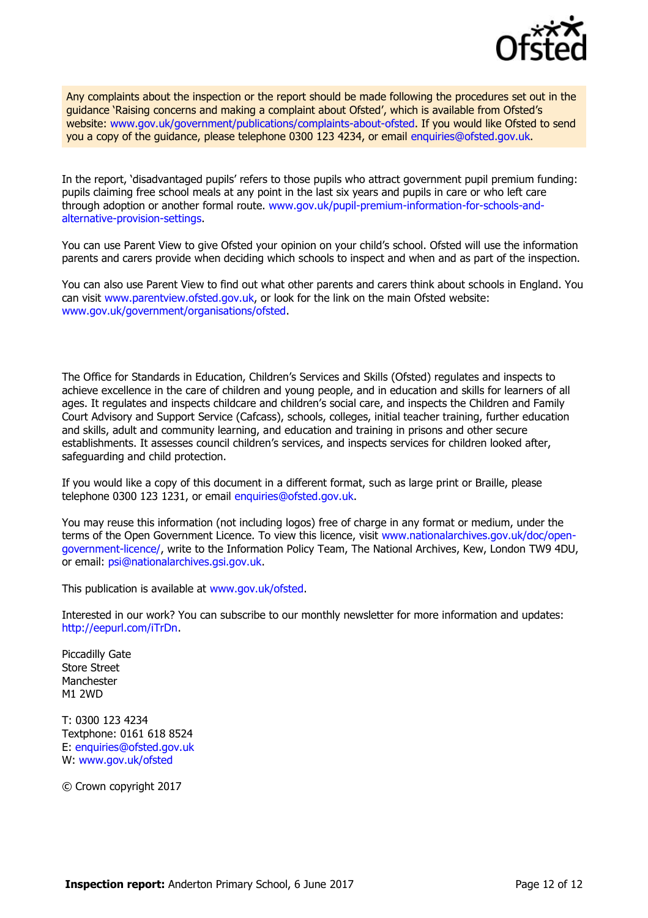Any complaints about the inspection or the report should be made following the procedures set out in the guidance 'Raising concerns and making a complaint about Ofsted', which is available from Ofsted's website: www.gov.uk/government/publications/complaints-about-ofsted. If you would like Ofsted to send you a copy of the guidance, please telephone 0300 123 4234, or email enquiries@ofsted.gov.uk.

In the report, 'disadvantaged pupils' refers to those pupils who attract government pupil premium funding: pupils claiming free school meals at any point in the last six years and pupils in care or who left care through adoption or another formal route. www.gov.uk/pupil-premium-information-for-schools-and-alternative-provision-settings.

You can use Parent View to give Ofsted your opinion on your child's school. Ofsted will use the information parents and carers provide when deciding which schools to inspect and when and as part of the inspection.

You can also use Parent View to find out what other parents and carers think about schools in England. You can visit www.parentview.ofsted.gov.uk, or look for the link on the main Ofsted website: www.gov.uk/government/organisations/ofsted.

The Office for Standards in Education, Children's Services and Skills (Ofsted) regulates and inspects to achieve excellence in the care of children and young people, and in education and skills for learners of all ages. It regulates and inspects childcare and children's social care, and inspects the Children and Family Court Advisory and Support Service (Cafcass), schools, colleges, initial teacher training, further education and skills, adult and community learning, and education and training in prisons and other secure establishments. It assesses council children's services, and inspects services for children looked after, safeguarding and child protection.

If you would like a copy of this document in a different format, such as large print or Braille, please telephone 0300 123 1231, or email enquiries@ofsted.gov.uk.

You may reuse this information (not including logos) free of charge in any format or medium, under the terms of the Open Government Licence. To view this licence, visit www.nationalarchives.gov.uk/doc/open-government-licence/, write to the Information Policy Team, The National Archives, Kew, London TW9 4DU, or email: psi@nationalarchives.gsi.gov.uk.

This publication is available at www.gov.uk/ofsted.

Interested in our work? You can subscribe to our monthly newsletter for more information and updates: http://eepurl.com/iTrDn.

Piccadilly Gate  
Store Street  
Manchester  
M1 2WD

T: 0300 123 4234  
Textphone: 0161 618 8524  
E: enquiries@ofsted.gov.uk  
W: www.gov.uk/ofsted

© Crown copyright 2017